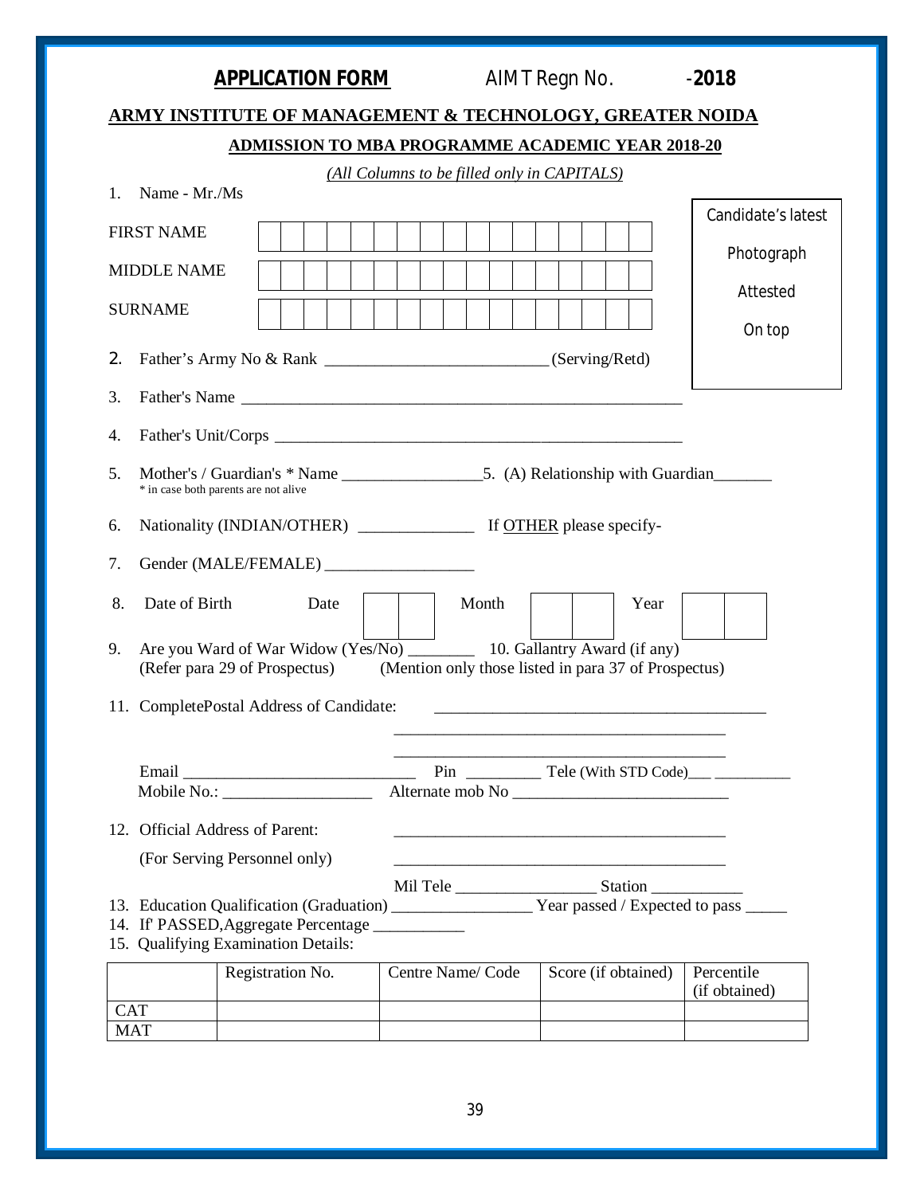**APPLICATION FORM** AIMT Regn No. -**2018**

## ARMY INSTITUTE OF MANAGEMENT & TECHNOLOGY, GREATER NOIDA

### ADMISSION TO MBA PROGRAMME ACADEMIC YEAR 2018-20

*(All Columns to be filled only in CAPITALS)*

1. Name - Mr./Ms

FIRST NAME

MIDDLE NAME

SURNAME

Candidate's latest Photograph Attested On top

2. Father's Army No & Rank __________________________(Serving/Retd)

3. Father's Name ____________________________________________________

4. Father's Unit/Corps ______________________________________________

5. Mother's / Guardian's * Name ________________5. (A) Relationship with Guardian_______
   * in case both parents are not alive

6. Nationality (INDIAN/OTHER) ______________ If OTHER please specify-

7. Gender (MALE/FEMALE) __________________

8. Date of Birth Date [ | ] Month [ | ] Year [ | ]

9. Are you Ward of War Widow (Yes/No) ________ 10. Gallantry Award (if any)
   (Refer para 29 of Prospectus) (Mention only those listed in para 37 of Prospectus)

11. CompletePostal Address of Candidate: ________________________________________

    ________________________________________

    ________________________________________

    Email ____________________________ Pin _________ Tele (With STD Code)___ _________

    Mobile No.: __________________ Alternate mob No __________________________

12. Official Address of Parent: ________________________________________

    (For Serving Personnel only) ________________________________________

    Mil Tele _________________ Station ___________

13. Education Qualification (Graduation) ________________ Year passed / Expected to pass _____

14. If' PASSED,Aggregate Percentage ___________

15. Qualifying Examination Details:

| | Registration No. | Centre Name/ Code | Score (if obtained) | Percentile (if obtained) |
|---|---|---|---|---|
| CAT | | | | |
| MAT | | | | |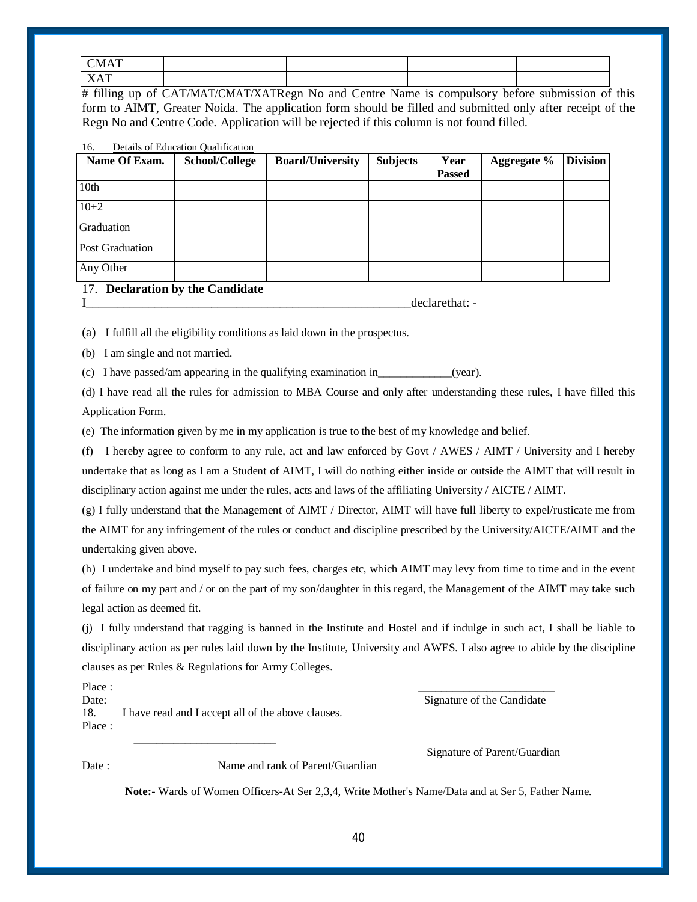| | | | | |
|---|---|---|---|---|
| CMAT | | | | |
| XAT | | | | |

# filling up of CAT/MAT/CMAT/XATRegn No and Centre Name is compulsory before submission of this form to AIMT, Greater Noida. The application form should be filled and submitted only after receipt of the Regn No and Centre Code. Application will be rejected if this column is not found filled.

16. Details of Education Qualification

| Name Of Exam. | School/College | Board/University | Subjects | Year Passed | Aggregate % | Division |
|---|---|---|---|---|---|---|
| 10th | | | | | | |
| 10+2 | | | | | | |
| Graduation | | | | | | |
| Post Graduation | | | | | | |
| Any Other | | | | | | |

17. **Declaration by the Candidate**

I_____________________________________________________declarethat: -

(a) I fulfill all the eligibility conditions as laid down in the prospectus.

(b) I am single and not married.

(c) I have passed/am appearing in the qualifying examination in_____________(year).

(d) I have read all the rules for admission to MBA Course and only after understanding these rules, I have filled this Application Form.

(e) The information given by me in my application is true to the best of my knowledge and belief.

(f) I hereby agree to conform to any rule, act and law enforced by Govt / AWES / AIMT / University and I hereby undertake that as long as I am a Student of AIMT, I will do nothing either inside or outside the AIMT that will result in disciplinary action against me under the rules, acts and laws of the affiliating University / AICTE / AIMT.

(g) I fully understand that the Management of AIMT / Director, AIMT will have full liberty to expel/rusticate me from the AIMT for any infringement of the rules or conduct and discipline prescribed by the University/AICTE/AIMT and the undertaking given above.

(h) I undertake and bind myself to pay such fees, charges etc, which AIMT may levy from time to time and in the event of failure on my part and / or on the part of my son/daughter in this regard, the Management of the AIMT may take such legal action as deemed fit.

(j) I fully understand that ragging is banned in the Institute and Hostel and if indulge in such act, I shall be liable to disciplinary action as per rules laid down by the Institute, University and AWES. I also agree to abide by the discipline clauses as per Rules & Regulations for Army Colleges.

Place :

Date:

________________________

Signature of the Candidate

18. I have read and I accept all of the above clauses.

Place :

_________________________

Date :

Name and rank of Parent/Guardian

Signature of Parent/Guardian

**Note:**- Wards of Women Officers-At Ser 2,3,4, Write Mother's Name/Data and at Ser 5, Father Name.